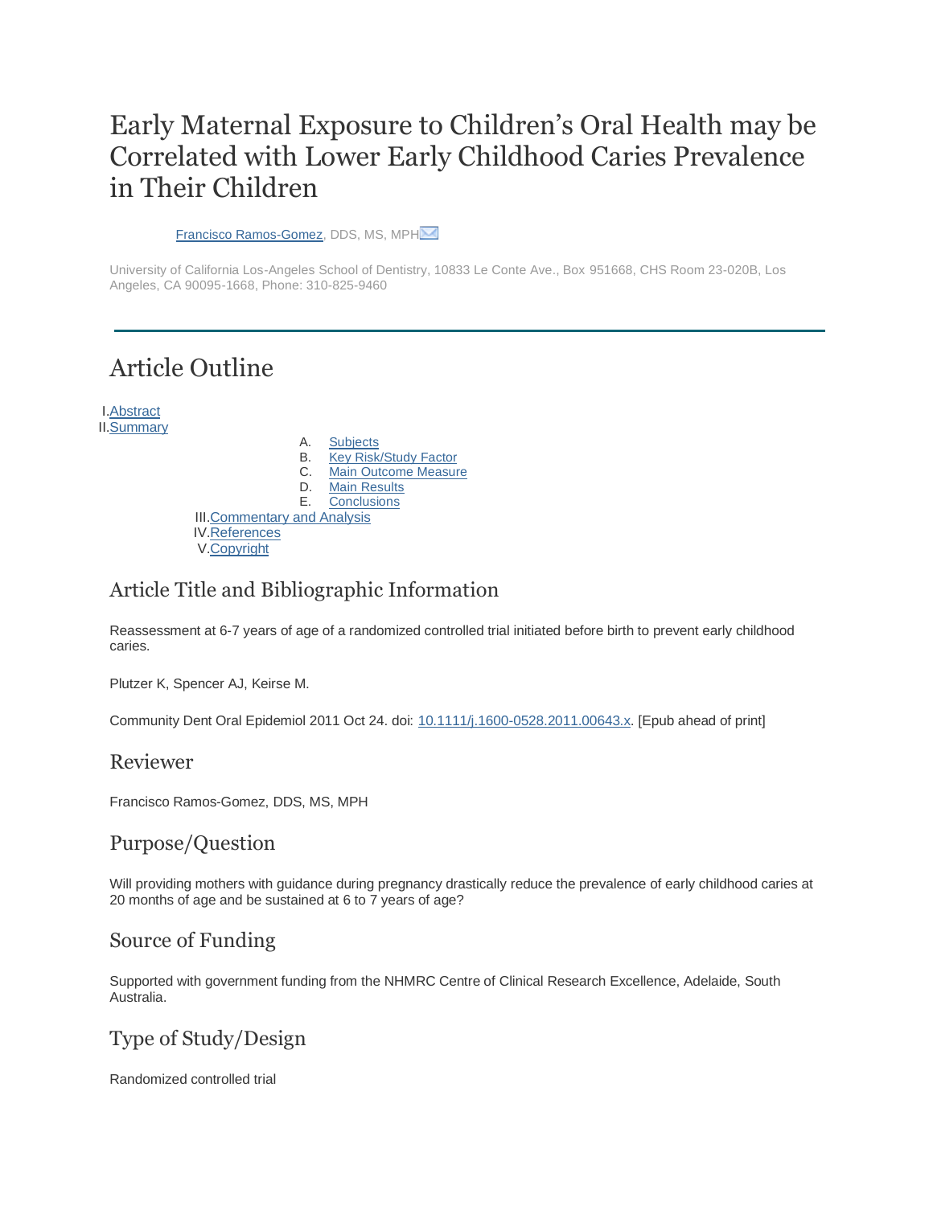# Early Maternal Exposure to Children's Oral Health may be Correlated with Lower Early Childhood Caries Prevalence in Their Children

Francisco Ramos-Gomez, DDS, MS, MPH

University of California Los-Angeles School of Dentistry, 10833 Le Conte Ave., Box 951668, CHS Room 23-020B, Los Angeles, CA 90095-1668, Phone: 310-825-9460

---

## Article Outline

I. Abstract
II. Summary
   A. Subjects
   B. Key Risk/Study Factor
   C. Main Outcome Measure
   D. Main Results
   E. Conclusions
III. Commentary and Analysis
IV. References
V. Copyright

## Article Title and Bibliographic Information

Reassessment at 6-7 years of age of a randomized controlled trial initiated before birth to prevent early childhood caries.

Plutzer K, Spencer AJ, Keirse M.

Community Dent Oral Epidemiol 2011 Oct 24. doi: 10.1111/j.1600-0528.2011.00643.x. [Epub ahead of print]

## Reviewer

Francisco Ramos-Gomez, DDS, MS, MPH

## Purpose/Question

Will providing mothers with guidance during pregnancy drastically reduce the prevalence of early childhood caries at 20 months of age and be sustained at 6 to 7 years of age?

## Source of Funding

Supported with government funding from the NHMRC Centre of Clinical Research Excellence, Adelaide, South Australia.

## Type of Study/Design

Randomized controlled trial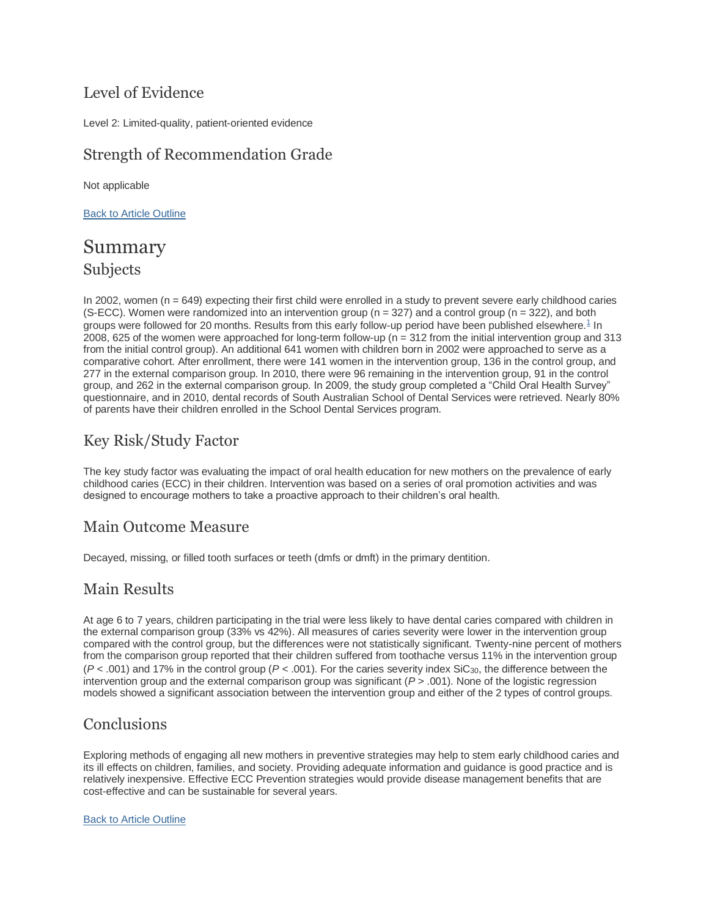## Level of Evidence

Level 2: Limited-quality, patient-oriented evidence

## Strength of Recommendation Grade

Not applicable

Back to Article Outline

# Summary

## Subjects

In 2002, women (n = 649) expecting their first child were enrolled in a study to prevent severe early childhood caries (S-ECC). Women were randomized into an intervention group (n = 327) and a control group (n = 322), and both groups were followed for 20 months. Results from this early follow-up period have been published elsewhere.[1] In 2008, 625 of the women were approached for long-term follow-up (n = 312 from the initial intervention group and 313 from the initial control group). An additional 641 women with children born in 2002 were approached to serve as a comparative cohort. After enrollment, there were 141 women in the intervention group, 136 in the control group, and 277 in the external comparison group. In 2010, there were 96 remaining in the intervention group, 91 in the control group, and 262 in the external comparison group. In 2009, the study group completed a “Child Oral Health Survey” questionnaire, and in 2010, dental records of South Australian School of Dental Services were retrieved. Nearly 80% of parents have their children enrolled in the School Dental Services program.

## Key Risk/Study Factor

The key study factor was evaluating the impact of oral health education for new mothers on the prevalence of early childhood caries (ECC) in their children. Intervention was based on a series of oral promotion activities and was designed to encourage mothers to take a proactive approach to their children’s oral health.

## Main Outcome Measure

Decayed, missing, or filled tooth surfaces or teeth (dmfs or dmft) in the primary dentition.

## Main Results

At age 6 to 7 years, children participating in the trial were less likely to have dental caries compared with children in the external comparison group (33% vs 42%). All measures of caries severity were lower in the intervention group compared with the control group, but the differences were not statistically significant. Twenty-nine percent of mothers from the comparison group reported that their children suffered from toothache versus 11% in the intervention group ($P < .001$) and 17% in the control group ($P < .001$). For the caries severity index $SiC_{30}$, the difference between the intervention group and the external comparison group was significant ($P > .001$). None of the logistic regression models showed a significant association between the intervention group and either of the 2 types of control groups.

## Conclusions

Exploring methods of engaging all new mothers in preventive strategies may help to stem early childhood caries and its ill effects on children, families, and society. Providing adequate information and guidance is good practice and is relatively inexpensive. Effective ECC Prevention strategies would provide disease management benefits that are cost-effective and can be sustainable for several years.

Back to Article Outline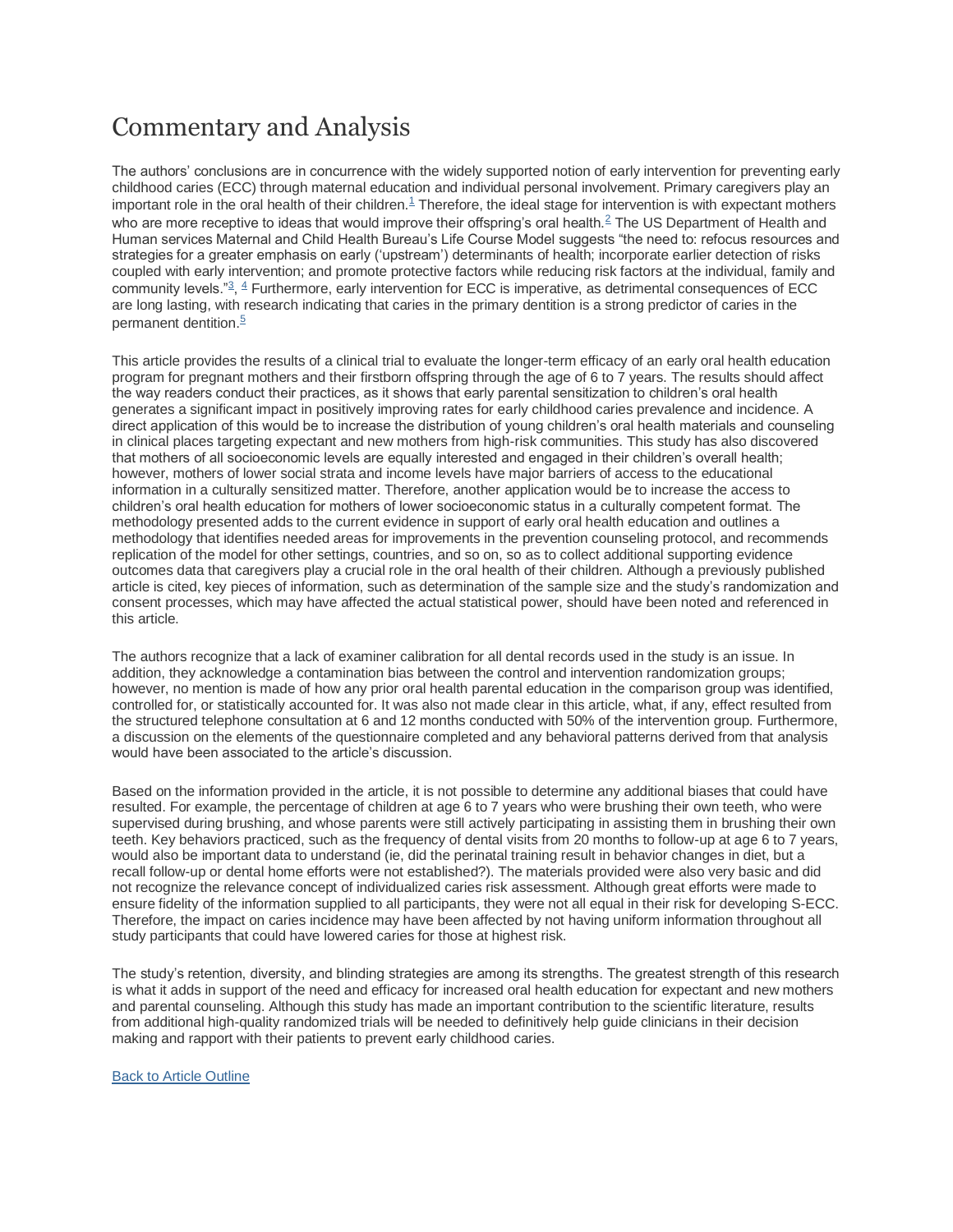# Commentary and Analysis

The authors' conclusions are in concurrence with the widely supported notion of early intervention for preventing early childhood caries (ECC) through maternal education and individual personal involvement. Primary caregivers play an important role in the oral health of their children.[1] Therefore, the ideal stage for intervention is with expectant mothers who are more receptive to ideas that would improve their offspring's oral health.[2] The US Department of Health and Human services Maternal and Child Health Bureau's Life Course Model suggests "the need to: refocus resources and strategies for a greater emphasis on early ('upstream') determinants of health; incorporate earlier detection of risks coupled with early intervention; and promote protective factors while reducing risk factors at the individual, family and community levels."[3], [4] Furthermore, early intervention for ECC is imperative, as detrimental consequences of ECC are long lasting, with research indicating that caries in the primary dentition is a strong predictor of caries in the permanent dentition.[5]

This article provides the results of a clinical trial to evaluate the longer-term efficacy of an early oral health education program for pregnant mothers and their firstborn offspring through the age of 6 to 7 years. The results should affect the way readers conduct their practices, as it shows that early parental sensitization to children's oral health generates a significant impact in positively improving rates for early childhood caries prevalence and incidence. A direct application of this would be to increase the distribution of young children's oral health materials and counseling in clinical places targeting expectant and new mothers from high-risk communities. This study has also discovered that mothers of all socioeconomic levels are equally interested and engaged in their children's overall health; however, mothers of lower social strata and income levels have major barriers of access to the educational information in a culturally sensitized matter. Therefore, another application would be to increase the access to children's oral health education for mothers of lower socioeconomic status in a culturally competent format. The methodology presented adds to the current evidence in support of early oral health education and outlines a methodology that identifies needed areas for improvements in the prevention counseling protocol, and recommends replication of the model for other settings, countries, and so on, so as to collect additional supporting evidence outcomes data that caregivers play a crucial role in the oral health of their children. Although a previously published article is cited, key pieces of information, such as determination of the sample size and the study's randomization and consent processes, which may have affected the actual statistical power, should have been noted and referenced in this article.

The authors recognize that a lack of examiner calibration for all dental records used in the study is an issue. In addition, they acknowledge a contamination bias between the control and intervention randomization groups; however, no mention is made of how any prior oral health parental education in the comparison group was identified, controlled for, or statistically accounted for. It was also not made clear in this article, what, if any, effect resulted from the structured telephone consultation at 6 and 12 months conducted with 50% of the intervention group. Furthermore, a discussion on the elements of the questionnaire completed and any behavioral patterns derived from that analysis would have been associated to the article's discussion.

Based on the information provided in the article, it is not possible to determine any additional biases that could have resulted. For example, the percentage of children at age 6 to 7 years who were brushing their own teeth, who were supervised during brushing, and whose parents were still actively participating in assisting them in brushing their own teeth. Key behaviors practiced, such as the frequency of dental visits from 20 months to follow-up at age 6 to 7 years, would also be important data to understand (ie, did the perinatal training result in behavior changes in diet, but a recall follow-up or dental home efforts were not established?). The materials provided were also very basic and did not recognize the relevance concept of individualized caries risk assessment. Although great efforts were made to ensure fidelity of the information supplied to all participants, they were not all equal in their risk for developing S-ECC. Therefore, the impact on caries incidence may have been affected by not having uniform information throughout all study participants that could have lowered caries for those at highest risk.

The study's retention, diversity, and blinding strategies are among its strengths. The greatest strength of this research is what it adds in support of the need and efficacy for increased oral health education for expectant and new mothers and parental counseling. Although this study has made an important contribution to the scientific literature, results from additional high-quality randomized trials will be needed to definitively help guide clinicians in their decision making and rapport with their patients to prevent early childhood caries.

Back to Article Outline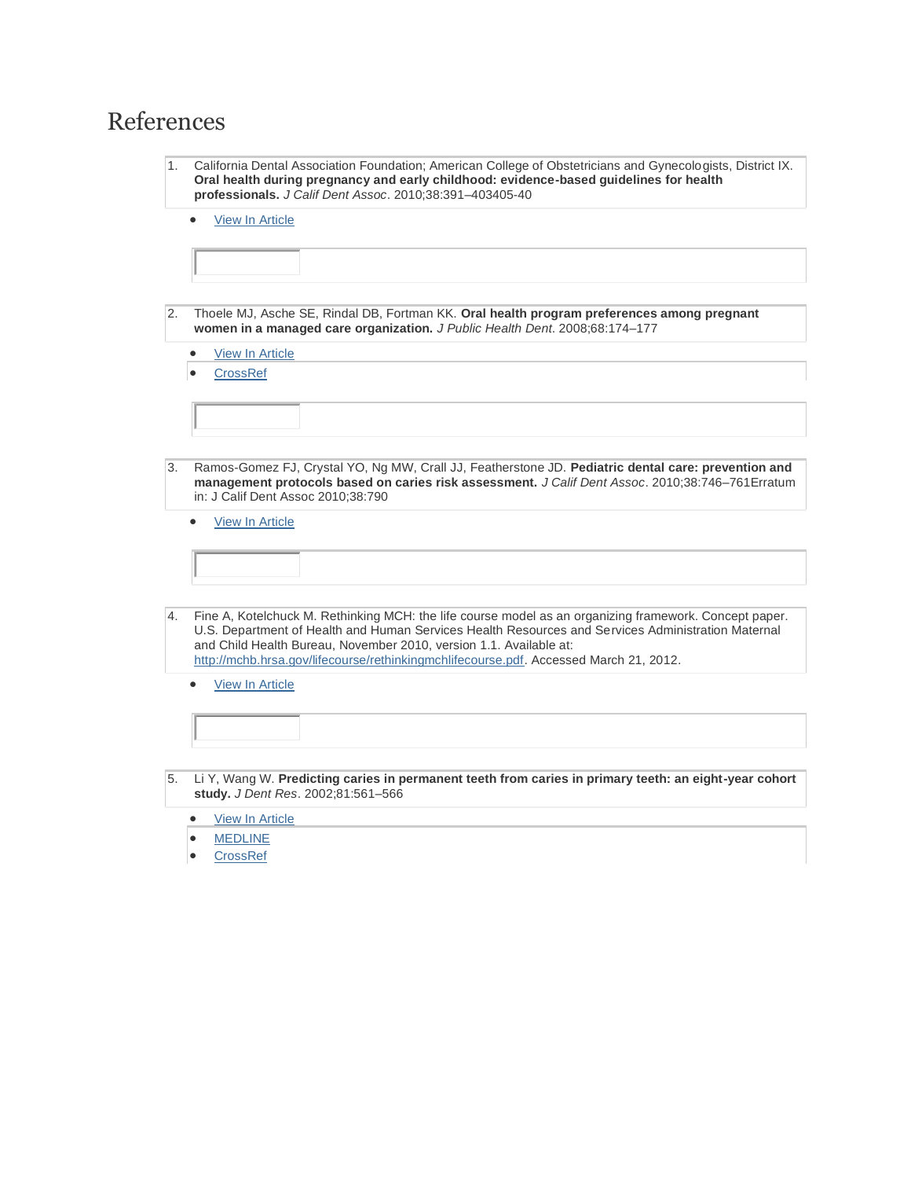# References

1. California Dental Association Foundation; American College of Obstetricians and Gynecologists, District IX. **Oral health during pregnancy and early childhood: evidence-based guidelines for health professionals.** *J Calif Dent Assoc*. 2010;38:391–403405-40
    - View In Article

2. Thoele MJ, Asche SE, Rindal DB, Fortman KK. **Oral health program preferences among pregnant women in a managed care organization.** *J Public Health Dent*. 2008;68:174–177
    - View In Article
    - CrossRef

3. Ramos-Gomez FJ, Crystal YO, Ng MW, Crall JJ, Featherstone JD. **Pediatric dental care: prevention and management protocols based on caries risk assessment.** *J Calif Dent Assoc*. 2010;38:746–761Erratum in: J Calif Dent Assoc 2010;38:790
    - View In Article

4. Fine A, Kotelchuck M. Rethinking MCH: the life course model as an organizing framework. Concept paper. U.S. Department of Health and Human Services Health Resources and Services Administration Maternal and Child Health Bureau, November 2010, version 1.1. Available at: http://mchb.hrsa.gov/lifecourse/rethinkingmchlifecourse.pdf. Accessed March 21, 2012.
    - View In Article

5. Li Y, Wang W. **Predicting caries in permanent teeth from caries in primary teeth: an eight-year cohort study.** *J Dent Res*. 2002;81:561–566
    - View In Article
    - MEDLINE
    - CrossRef